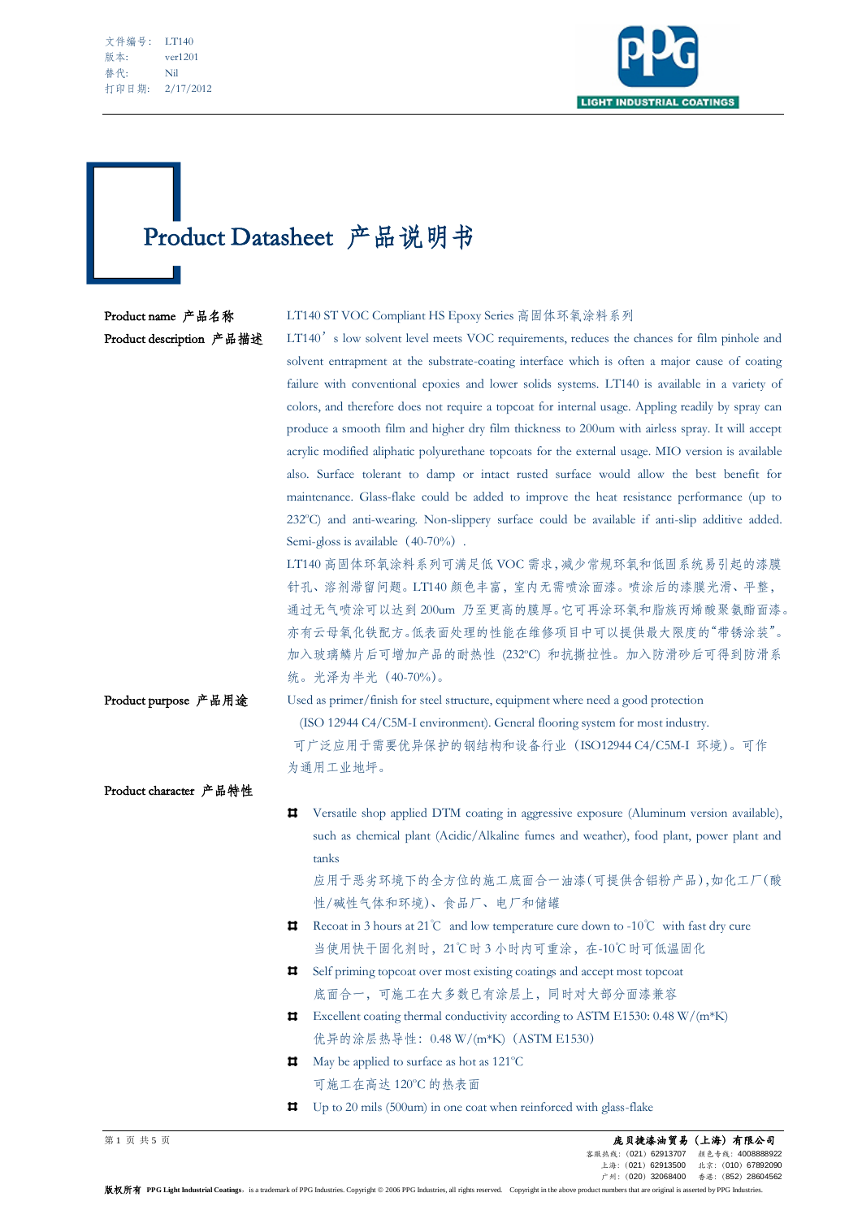文件编号： LT140
版本: ver1201
替代: Nil
打印日期: 2/17/2012

# Product Datasheet 产品说明书

**Product name 产品名称**

LT140 ST VOC Compliant HS Epoxy Series 高固体环氧涂料系列

**Product description 产品描述**

LT140's low solvent level meets VOC requirements, reduces the chances for film pinhole and solvent entrapment at the substrate-coating interface which is often a major cause of coating failure with conventional epoxies and lower solids systems. LT140 is available in a variety of colors, and therefore does not require a topcoat for internal usage. Appling readily by spray can produce a smooth film and higher dry film thickness to 200um with airless spray. It will accept acrylic modified aliphatic polyurethane topcoats for the external usage. MIO version is available also. Surface tolerant to damp or intact rusted surface would allow the best benefit for maintenance. Glass-flake could be added to improve the heat resistance performance (up to 232°C) and anti-wearing. Non-slippery surface could be available if anti-slip additive added. Semi-gloss is available（40-70%）.

LT140 高固体环氧涂料系列可满足低 VOC 需求，减少常规环氧和低固系统易引起的漆膜针孔、溶剂滞留问题。LT140 颜色丰富，室内无需喷涂面漆。喷涂后的漆膜光滑、平整，通过无气喷涂可以达到 200um 乃至更高的膜厚。它可再涂环氧和脂族丙烯酸聚氨酯面漆。亦有云母氧化铁配方。低表面处理的性能在维修项目中可以提供最大限度的"带锈涂装"。加入玻璃鳞片后可增加产品的耐热性 (232°C) 和抗撕拉性。加入防滑砂后可得到防滑系统。光泽为半光（40-70%）。

**Product purpose 产品用途**

Used as primer/finish for steel structure, equipment where need a good protection (ISO 12944 C4/C5M-I environment). General flooring system for most industry.

可广泛应用于需要优异保护的钢结构和设备行业（ISO12944 C4/C5M-I 环境）。可作为通用工业地坪。

**Product character 产品特性**

- Versatile shop applied DTM coating in aggressive exposure (Aluminum version available), such as chemical plant (Acidic/Alkaline fumes and weather), food plant, power plant and tanks
  应用于恶劣环境下的全方位的施工底面合一油漆(可提供含铝粉产品)，如化工厂(酸性/碱性气体和环境)、食品厂、电厂和储罐
- Recoat in 3 hours at 21℃ and low temperature cure down to -10℃ with fast dry cure
  当使用快干固化剂时，21℃时 3 小时内可重涂，在-10℃时可低温固化
- Self priming topcoat over most existing coatings and accept most topcoat
  底面合一，可施工在大多数已有涂层上，同时对大部分面漆兼容
- Excellent coating thermal conductivity according to ASTM E1530: 0.48 W/(m*K)
  优异的涂层热导性：0.48 W/(m*K)（ASTM E1530）
- May be applied to surface as hot as 121°C
  可施工在高达 120°C 的热表面
- Up to 20 mils (500um) in one coat when reinforced with glass-flake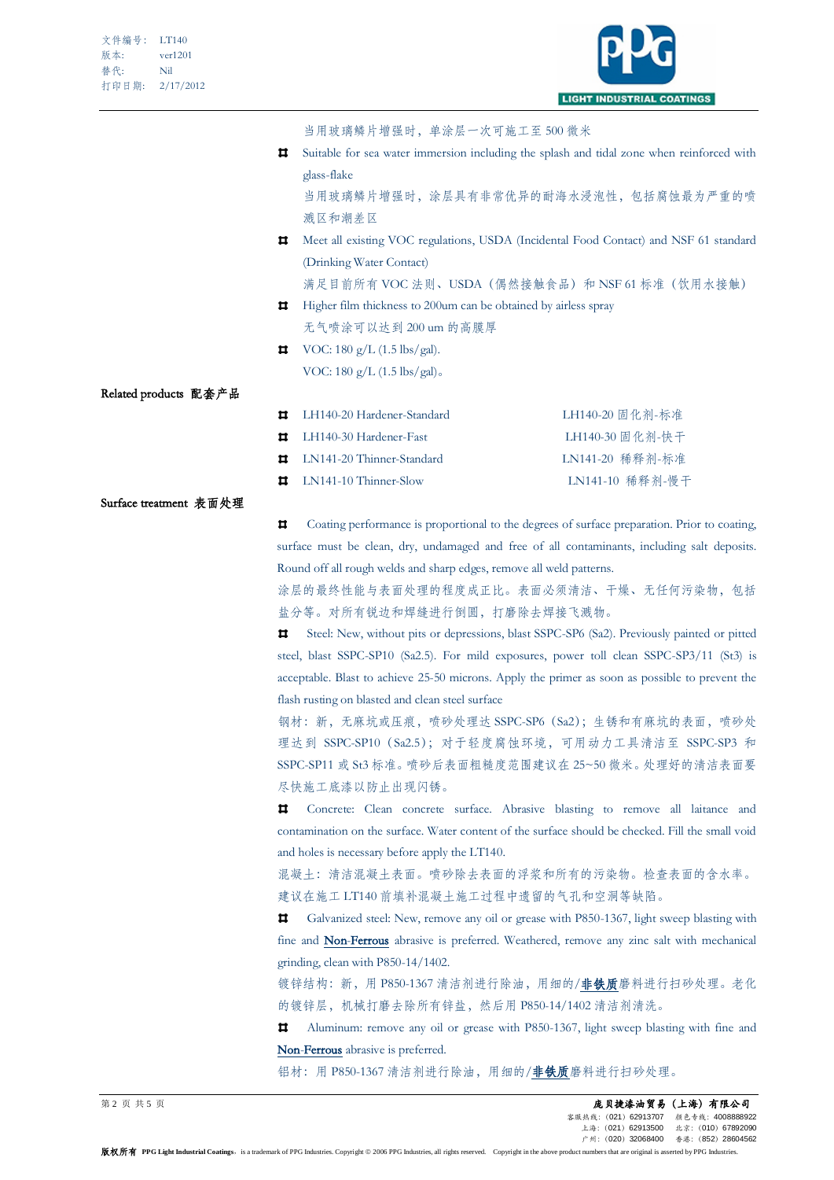当用玻璃鳞片增强时，单涂层一次可施工至 500 微米

- Suitable for sea water immersion including the splash and tidal zone when reinforced with glass-flake
  当用玻璃鳞片增强时，涂层具有非常优异的耐海水浸泡性，包括腐蚀最为严重的喷溅区和潮差区
- Meet all existing VOC regulations, USDA (Incidental Food Contact) and NSF 61 standard (Drinking Water Contact)
  满足目前所有 VOC 法则、USDA（偶然接触食品）和 NSF 61 标准（饮用水接触）
- Higher film thickness to 200um can be obtained by airless spray
  无气喷涂可以达到 200 um 的高膜厚
- VOC: 180 g/L (1.5 lbs/gal).
  VOC: 180 g/L (1.5 lbs/gal)。

**Related products 配套产品**

- LH140-20 Hardener-Standard　　LH140-20 固化剂-标准
- LH140-30 Hardener-Fast　　LH140-30 固化剂-快干
- LN141-20 Thinner-Standard　　LN141-20 稀释剂-标准
- LN141-10 Thinner-Slow　　LN141-10 稀释剂-慢干

**Surface treatment 表面处理**

- Coating performance is proportional to the degrees of surface preparation. Prior to coating, surface must be clean, dry, undamaged and free of all contaminants, including salt deposits. Round off all rough welds and sharp edges, remove all weld patterns.
  涂层的最终性能与表面处理的程度成正比。表面必须清洁、干燥、无任何污染物，包括盐分等。对所有锐边和焊缝进行倒圆，打磨除去焊接飞溅物。
- Steel: New, without pits or depressions, blast SSPC-SP6 (Sa2). Previously painted or pitted steel, blast SSPC-SP10 (Sa2.5). For mild exposures, power toll clean SSPC-SP3/11 (St3) is acceptable. Blast to achieve 25-50 microns. Apply the primer as soon as possible to prevent the flash rusting on blasted and clean steel surface
  钢材：新，无麻坑或压痕，喷砂处理达 SSPC-SP6（Sa2）；生锈和有麻坑的表面，喷砂处理达到 SSPC-SP10（Sa2.5）；对于轻度腐蚀环境，可用动力工具清洁至 SSPC-SP3 和 SSPC-SP11 或 St3 标准。喷砂后表面粗糙度范围建议在 25~50 微米。处理好的清洁表面要尽快施工底漆以防止出现闪锈。
- Concrete: Clean concrete surface. Abrasive blasting to remove all laitance and contamination on the surface. Water content of the surface should be checked. Fill the small void and holes is necessary before apply the LT140.
  混凝土：清洁混凝土表面。喷砂除去表面的浮浆和所有的污染物。检查表面的含水率。建议在施工 LT140 前填补混凝土施工过程中遗留的气孔和空洞等缺陷。
- Galvanized steel: New, remove any oil or grease with P850-1367, light sweep blasting with fine and Non-Ferrous abrasive is preferred. Weathered, remove any zinc salt with mechanical grinding, clean with P850-14/1402.
  镀锌结构：新，用 P850-1367 清洁剂进行除油，用细的/非铁质磨料进行扫砂处理。老化的镀锌层，机械打磨去除所有锌盐，然后用 P850-14/1402 清洁剂清洗。
- Aluminum: remove any oil or grease with P850-1367, light sweep blasting with fine and Non-Ferrous abrasive is preferred.
  铝材：用 P850-1367 清洁剂进行除油，用细的/非铁质磨料进行扫砂处理。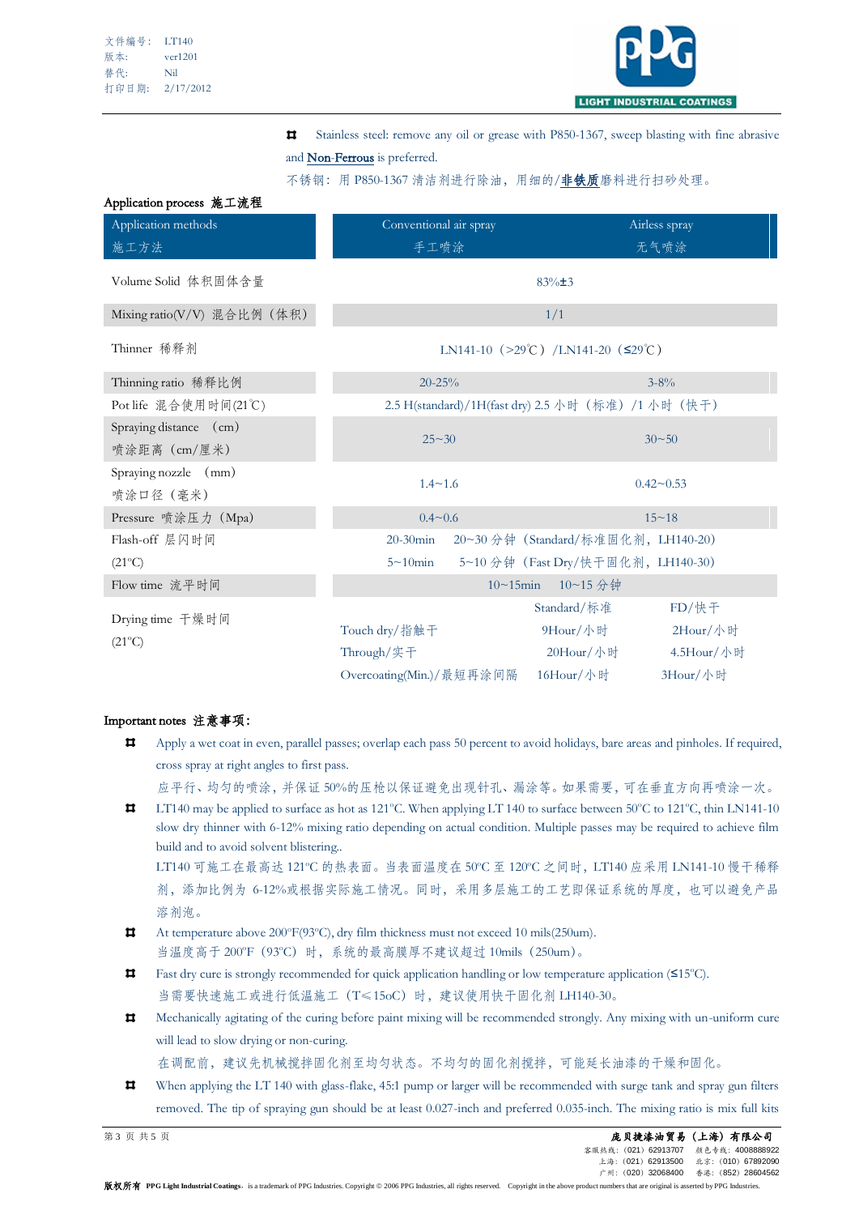- Stainless steel: remove any oil or grease with P850-1367, sweep blasting with fine abrasive and Non-Ferrous is preferred.

  不锈钢：用 P850-1367 清洁剂进行除油，用细的/**非铁质**磨料进行扫砂处理。

## Application process 施工流程

| Application methods<br>施工方法 | Conventional air spray<br>手工喷涂 | Airless spray<br>无气喷涂 |
|---|---|---|
| Volume Solid 体积固体含量 | 83%±3 | |
| Mixing ratio(V/V) 混合比例（体积） | 1/1 | |
| Thinner 稀释剂 | LN141-10（>29℃）/LN141-20（≤29℃） | |
| Thinning ratio 稀释比例 | 20-25% | 3-8% |
| Pot life 混合使用时间(21℃) | 2.5 H(standard)/1H(fast dry) 2.5 小时（标准）/1 小时（快干） | |
| Spraying distance (cm)<br>喷涂距离（cm/厘米） | 25~30 | 30~50 |
| Spraying nozzle (mm)<br>喷涂口径（毫米） | 1.4~1.6 | 0.42~0.53 |
| Pressure 喷涂压力（Mpa） | 0.4~0.6 | 15~18 |
| Flash-off 层闪时间<br>(21°C) | 20-30min 20~30 分钟（Standard/标准固化剂，LH140-20）<br>5~10min 5~10 分钟（Fast Dry/快干固化剂，LH140-30） | |
| Flow time 流平时间 | 10~15min 10~15 分钟 | |
| Drying time 干燥时间<br>(21°C) | | Standard/标准 &nbsp; FD/快干 |
| | Touch dry/指触干 | 9Hour/小时 &nbsp; 2Hour/小时 |
| | Through/实干 | 20Hour/小时 &nbsp; 4.5Hour/小时 |
| | Overcoating(Min.)/最短再涂间隔 | 16Hour/小时 &nbsp; 3Hour/小时 |

## Important notes 注意事项:

- Apply a wet coat in even, parallel passes; overlap each pass 50 percent to avoid holidays, bare areas and pinholes. If required, cross spray at right angles to first pass.

  应平行、均匀的喷涂，并保证 50%的压枪以保证避免出现针孔、漏涂等。如果需要，可在垂直方向再喷涂一次。

- LT140 may be applied to surface as hot as 121°C. When applying LT 140 to surface between 50°C to 121°C, thin LN141-10 slow dry thinner with 6-12% mixing ratio depending on actual condition. Multiple passes may be required to achieve film build and to avoid solvent blistering..

  LT140 可施工在最高达 121°C 的热表面。当表面温度在 50°C 至 120°C 之间时，LT140 应采用 LN141-10 慢干稀释剂，添加比例为 6-12%或根据实际施工情况。同时，采用多层施工的工艺即保证系统的厚度，也可以避免产品溶剂泡。

- At temperature above 200°F(93°C), dry film thickness must not exceed 10 mils(250um).

  当温度高于 200°F（93°C）时，系统的最高膜厚不建议超过 10mils（250um）。

- Fast dry cure is strongly recommended for quick application handling or low temperature application (≤15°C).

  当需要快速施工或进行低温施工（T≤15oC）时，建议使用快干固化剂 LH140-30。

- Mechanically agitating of the curing before paint mixing will be recommended strongly. Any mixing with un-uniform cure will lead to slow drying or non-curing.

  在调配前，建议先机械搅拌固化剂至均匀状态。不均匀的固化剂搅拌，可能延长油漆的干燥和固化。

- When applying the LT 140 with glass-flake, 45:1 pump or larger will be recommended with surge tank and spray gun filters removed. The tip of spraying gun should be at least 0.027-inch and preferred 0.035-inch. The mixing ratio is mix full kits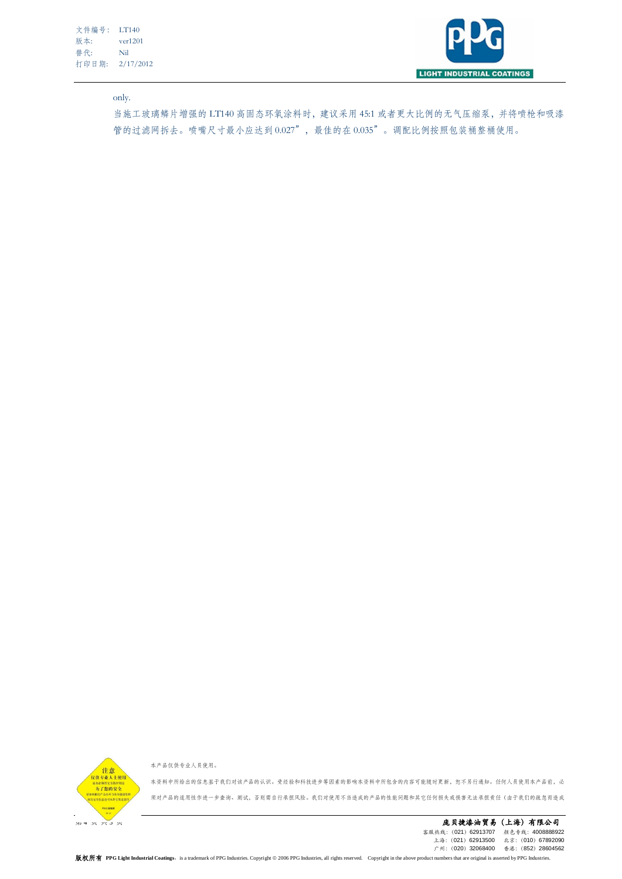only.

当施工玻璃鳞片增强的 LT140 高固态环氧涂料时，建议采用 45:1 或者更大比例的无气压缩泵，并将喷枪和吸漆管的过滤网拆去。喷嘴尺寸最小应达到 0.027”，最佳的在 0.035”。调配比例按照包装桶整桶使用。

本产品仅供专业人员使用。

本资料中所给出的信息基于我们对该产品的认识。受经验和科技进步等因素的影响本资料中所包含的内容可能随时更新，恕不另行通知。任何人员使用本产品前，必须对产品的适用性作进一步查询、测试，否则需自行承担风险。我们对使用不当造成的产品的性能问题和其它任何损失或损害无法承担责任（由于我们的疏忽而造成

**庞贝捷漆油贸易（上海）有限公司**

客服热线：（021）62913707　颜色专线：4008888922
上海：（021）62913500　北京：（010）67892090
广州：（020）32068400　香港：（852）28604562

**版权所有** **PPG Light Industrial Coatings**, is a trademark of PPG Industries. Copyright © 2006 PPG Industries, all rights reserved. Copyright in the above product numbers that are original is asserted by PPG Industries.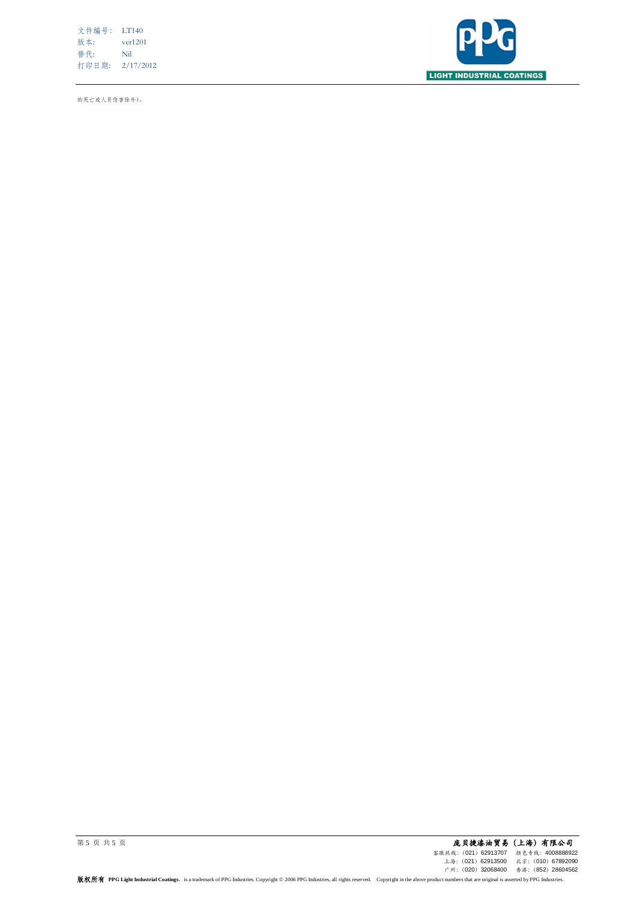的死亡或人员伤害除外)。